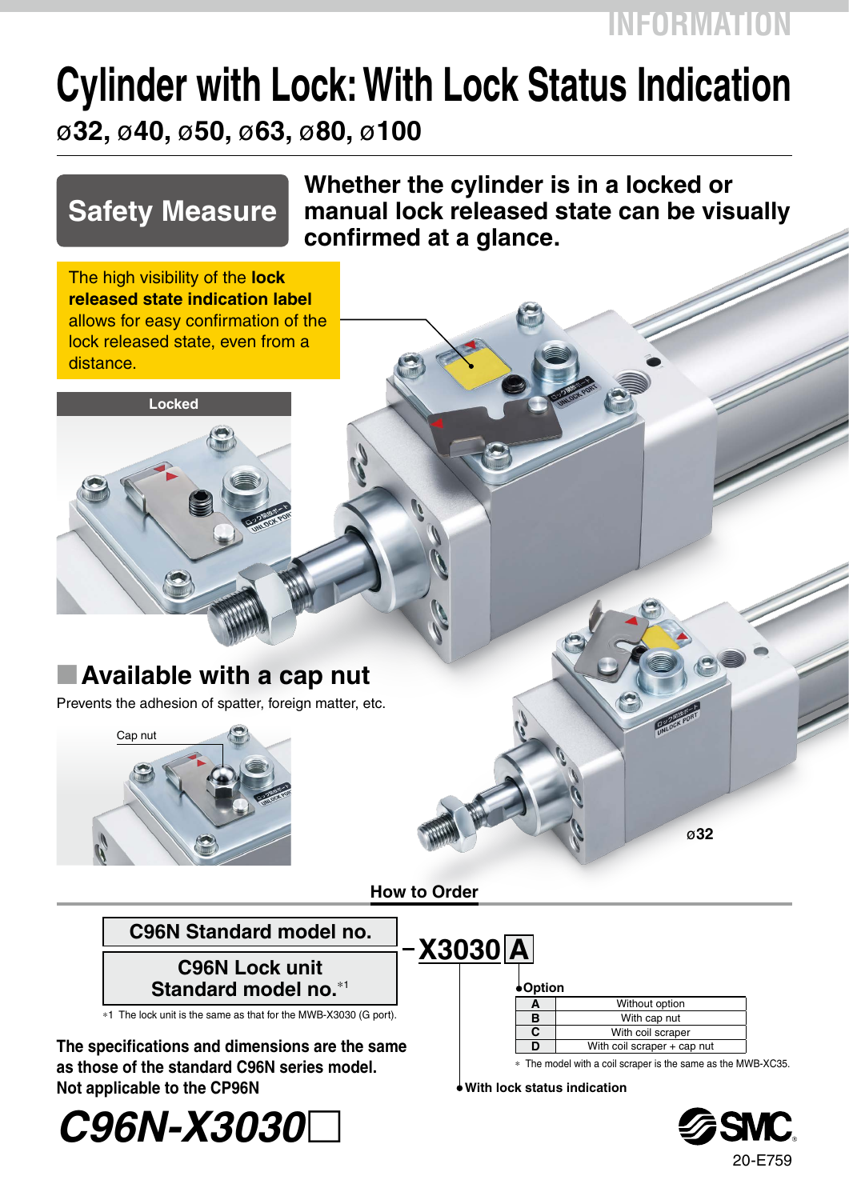INFORMATION

# Cylinder with Lock: With Lock Status Indication

## ø32, ø40, ø50, ø63, ø80, ø100

**Safety Measure**

**Whether the cylinder is in a locked or manual lock released state can be visually confirmed at a glance.**

The high visibility of the **lock released state indication label** allows for easy confirmation of the lock released state, even from a distance.

Locked

ø32

## Available with a cap nut

Prevents the adhesion of spatter, foreign matter, etc.

Cap nut

### How to Order

| C96N Standard model no. |
|---|
| C96N Lock unit Standard model no.*1 |

*1 The lock unit is the same as that for the MWB-X3030 (G port).

**–X3030 A**

- With lock status indication
- Option

| | Option |
|---|---|
| A | Without option |
| B | With cap nut |
| C | With coil scraper |
| D | With coil scraper + cap nut |

* The model with a coil scraper is the same as the MWB-XC35.

**The specifications and dimensions are the same as those of the standard C96N series model.**
**Not applicable to the CP96N**

***C96N-X3030☐***

SMC

20-E759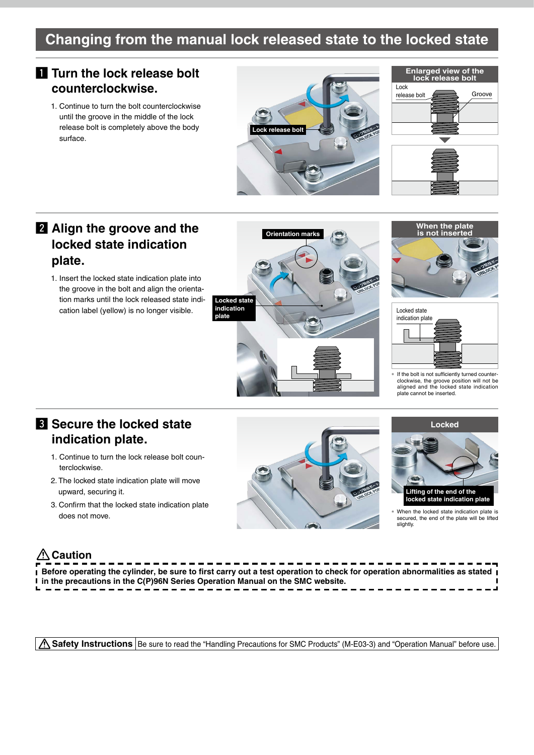# Changing from the manual lock released state to the locked state

## 1 Turn the lock release bolt counterclockwise.

1. Continue to turn the bolt counterclockwise until the groove in the middle of the lock release bolt is completely above the body surface.

Lock release bolt

Enlarged view of the lock release bolt

Lock release bolt

Groove

## 2 Align the groove and the locked state indication plate.

1. Insert the locked state indication plate into the groove in the bolt and align the orientation marks until the lock released state indication label (yellow) is no longer visible.

Orientation marks

Locked state indication plate

When the plate is not inserted

Locked state indication plate

* If the bolt is not sufficiently turned counterclockwise, the groove position will not be aligned and the locked state indication plate cannot be inserted.

## 3 Secure the locked state indication plate.

1. Continue to turn the lock release bolt counterclockwise.
2. The locked state indication plate will move upward, securing it.
3. Confirm that the locked state indication plate does not move.

Locked

Lifting of the end of the locked state indication plate

* When the locked state indication plate is secured, the end of the plate will be lifted slightly.

### ⚠ Caution

**Before operating the cylinder, be sure to first carry out a test operation to check for operation abnormalities as stated in the precautions in the C(P)96N Series Operation Manual on the SMC website.**

**⚠ Safety Instructions** Be sure to read the "Handling Precautions for SMC Products" (M-E03-3) and "Operation Manual" before use.